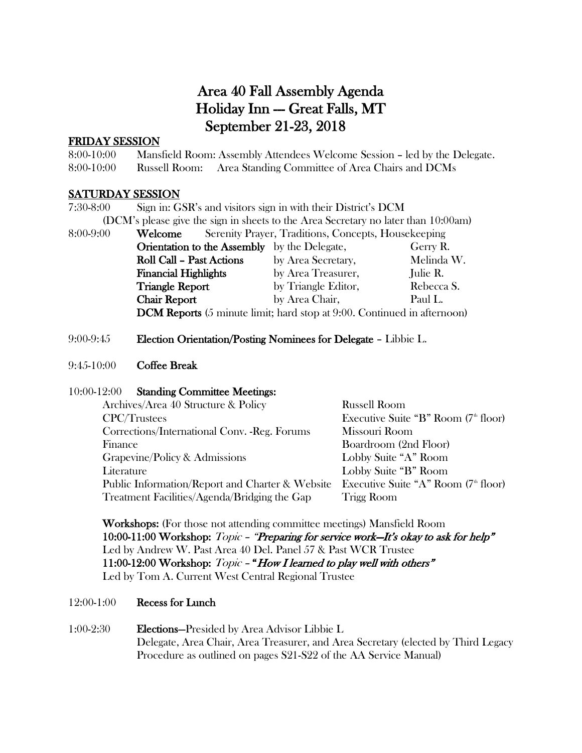# Area 40 Fall Assembly Agenda
# Holiday Inn --- Great Falls, MT
# September 21-23, 2018

## FRIDAY SESSION

8:00-10:00 Mansfield Room: Assembly Attendees Welcome Session – led by the Delegate.

8:00-10:00 Russell Room: Area Standing Committee of Area Chairs and DCMs

## SATURDAY SESSION

7:30-8:00 Sign in: GSR's and visitors sign in with their District's DCM
(DCM's please give the sign in sheets to the Area Secretary no later than 10:00am)

8:00-9:00 **Welcome** Serenity Prayer, Traditions, Concepts, Housekeeping

| | | |
|---|---|---|
| **Orientation to the Assembly** | by the Delegate, | Gerry R. |
| **Roll Call – Past Actions** | by Area Secretary, | Melinda W. |
| **Financial Highlights** | by Area Treasurer, | Julie R. |
| **Triangle Report** | by Triangle Editor, | Rebecca S. |
| **Chair Report** | by Area Chair, | Paul L. |

**DCM Reports** (5 minute limit; hard stop at 9:00. Continued in afternoon)

9:00-9:45 **Election Orientation/Posting Nominees for Delegate** – Libbie L.

9:45-10:00 **Coffee Break**

10:00-12:00 **Standing Committee Meetings:**

| | |
|---|---|
| Archives/Area 40 Structure & Policy | Russell Room |
| CPC/Trustees | Executive Suite "B" Room (7th floor) |
| Corrections/International Conv. -Reg. Forums | Missouri Room |
| Finance | Boardroom (2nd Floor) |
| Grapevine/Policy & Admissions | Lobby Suite "A" Room |
| Literature | Lobby Suite "B" Room |
| Public Information/Report and Charter & Website | Executive Suite "A" Room (7th floor) |
| Treatment Facilities/Agenda/Bridging the Gap | Trigg Room |

**Workshops:** (For those not attending committee meetings) Mansfield Room

**10:00-11:00 Workshop:** *Topic* – ***"Preparing for service work—It's okay to ask for help"***
Led by Andrew W. Past Area 40 Del. Panel 57 & Past WCR Trustee

**11:00-12:00 Workshop:** *Topic* – ***"How I learned to play well with others"***
Led by Tom A. Current West Central Regional Trustee

12:00-1:00 **Recess for Lunch**

1:00-2:30 **Elections**—Presided by Area Advisor Libbie L
Delegate, Area Chair, Area Treasurer, and Area Secretary (elected by Third Legacy Procedure as outlined on pages S21-S22 of the AA Service Manual)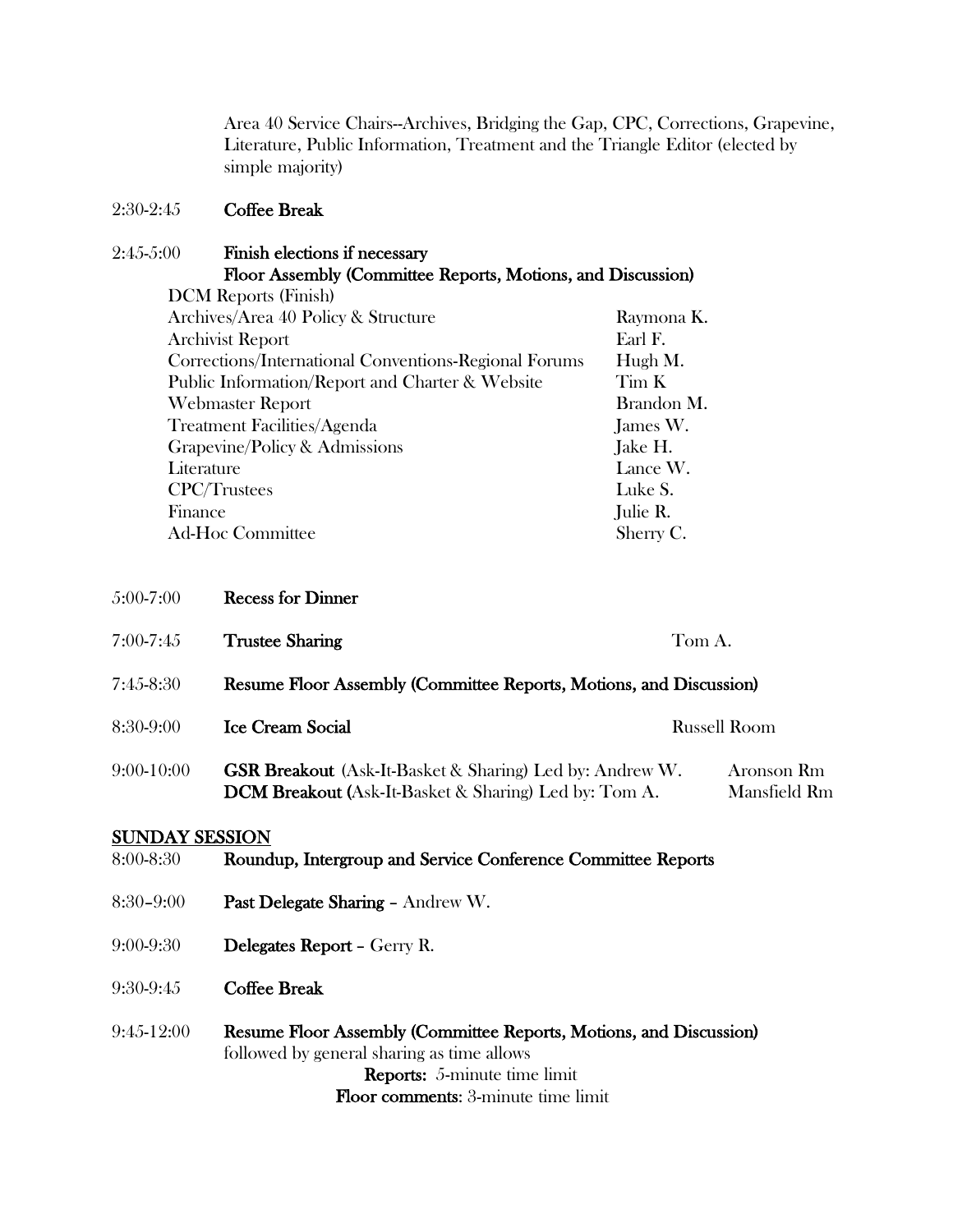Area 40 Service Chairs--Archives, Bridging the Gap, CPC, Corrections, Grapevine, Literature, Public Information, Treatment and the Triangle Editor (elected by simple majority)

2:30-2:45 **Coffee Break**

2:45-5:00 **Finish elections if necessary**
**Floor Assembly (Committee Reports, Motions, and Discussion)**

| | |
|---|---|
| DCM Reports (Finish) | |
| Archives/Area 40 Policy & Structure | Raymona K. |
| Archivist Report | Earl F. |
| Corrections/International Conventions-Regional Forums | Hugh M. |
| Public Information/Report and Charter & Website | Tim K |
| Webmaster Report | Brandon M. |
| Treatment Facilities/Agenda | James W. |
| Grapevine/Policy & Admissions | Jake H. |
| Literature | Lance W. |
| CPC/Trustees | Luke S. |
| Finance | Julie R. |
| Ad-Hoc Committee | Sherry C. |

5:00-7:00 **Recess for Dinner**

7:00-7:45 **Trustee Sharing** Tom A.

7:45-8:30 **Resume Floor Assembly (Committee Reports, Motions, and Discussion)**

8:30-9:00 **Ice Cream Social** Russell Room

9:00-10:00 **GSR Breakout** (Ask-It-Basket & Sharing) Led by: Andrew W. Aronson Rm
**DCM Breakout (**Ask-It-Basket & Sharing) Led by: Tom A. Mansfield Rm

## SUNDAY SESSION

8:00-8:30 **Roundup, Intergroup and Service Conference Committee Reports**

8:30–9:00 **Past Delegate Sharing** – Andrew W.

9:00-9:30 **Delegates Report** – Gerry R.

9:30-9:45 **Coffee Break**

9:45-12:00 **Resume Floor Assembly (Committee Reports, Motions, and Discussion)**
followed by general sharing as time allows

**Reports:** 5-minute time limit
**Floor comments**: 3-minute time limit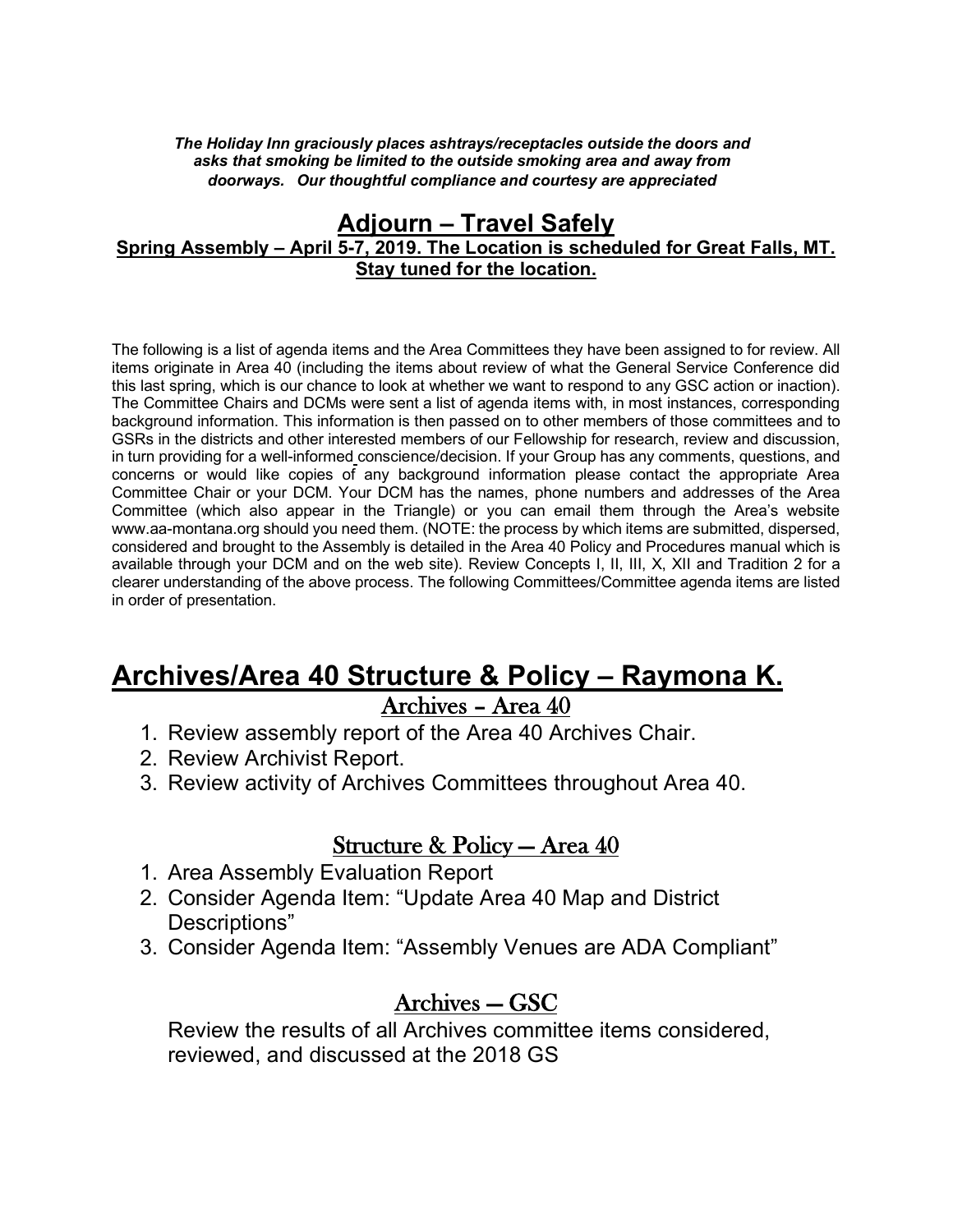***The Holiday Inn graciously places ashtrays/receptacles outside the doors and asks that smoking be limited to the outside smoking area and away from doorways. Our thoughtful compliance and courtesy are appreciated***

## Adjourn – Travel Safely

**Spring Assembly – April 5-7, 2019. The Location is scheduled for Great Falls, MT. Stay tuned for the location.**

The following is a list of agenda items and the Area Committees they have been assigned to for review. All items originate in Area 40 (including the items about review of what the General Service Conference did this last spring, which is our chance to look at whether we want to respond to any GSC action or inaction). The Committee Chairs and DCMs were sent a list of agenda items with, in most instances, corresponding background information. This information is then passed on to other members of those committees and to GSRs in the districts and other interested members of our Fellowship for research, review and discussion, in turn providing for a well-informed conscience/decision. If your Group has any comments, questions, and concerns or would like copies of any background information please contact the appropriate Area Committee Chair or your DCM. Your DCM has the names, phone numbers and addresses of the Area Committee (which also appear in the Triangle) or you can email them through the Area's website www.aa-montana.org should you need them. (NOTE: the process by which items are submitted, dispersed, considered and brought to the Assembly is detailed in the Area 40 Policy and Procedures manual which is available through your DCM and on the web site). Review Concepts I, II, III, X, XII and Tradition 2 for a clearer understanding of the above process. The following Committees/Committee agenda items are listed in order of presentation.

# Archives/Area 40 Structure & Policy – Raymona K.

## Archives - Area 40

1. Review assembly report of the Area 40 Archives Chair.
2. Review Archivist Report.
3. Review activity of Archives Committees throughout Area 40.

## Structure & Policy – Area 40

1. Area Assembly Evaluation Report
2. Consider Agenda Item: "Update Area 40 Map and District Descriptions"
3. Consider Agenda Item: "Assembly Venues are ADA Compliant"

## Archives – GSC

Review the results of all Archives committee items considered, reviewed, and discussed at the 2018 GS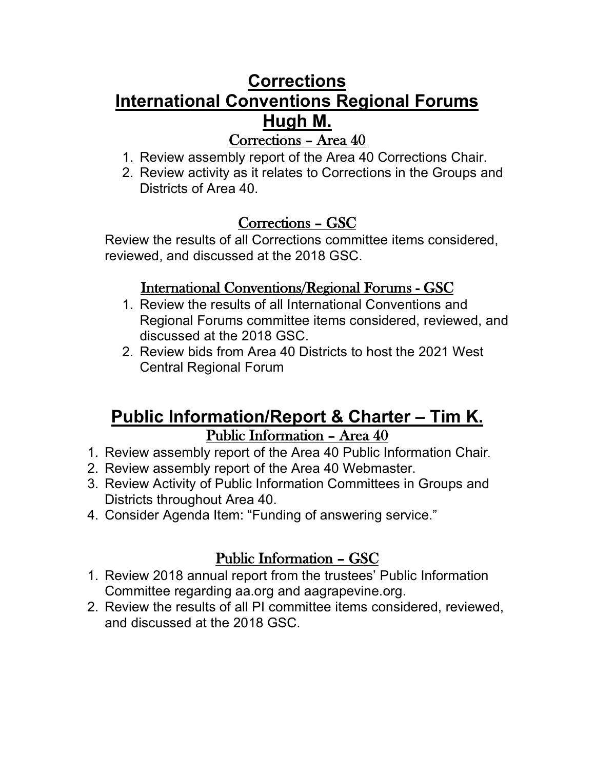# Corrections
# International Conventions Regional Forums
# Hugh M.

## Corrections – Area 40

1. Review assembly report of the Area 40 Corrections Chair.
2. Review activity as it relates to Corrections in the Groups and Districts of Area 40.

## Corrections – GSC

Review the results of all Corrections committee items considered, reviewed, and discussed at the 2018 GSC.

## International Conventions/Regional Forums - GSC

1. Review the results of all International Conventions and Regional Forums committee items considered, reviewed, and discussed at the 2018 GSC.
2. Review bids from Area 40 Districts to host the 2021 West Central Regional Forum

# Public Information/Report & Charter – Tim K.

## Public Information – Area 40

1. Review assembly report of the Area 40 Public Information Chair.
2. Review assembly report of the Area 40 Webmaster.
3. Review Activity of Public Information Committees in Groups and Districts throughout Area 40.
4. Consider Agenda Item: "Funding of answering service."

## Public Information – GSC

1. Review 2018 annual report from the trustees' Public Information Committee regarding aa.org and aagrapevine.org.
2. Review the results of all PI committee items considered, reviewed, and discussed at the 2018 GSC.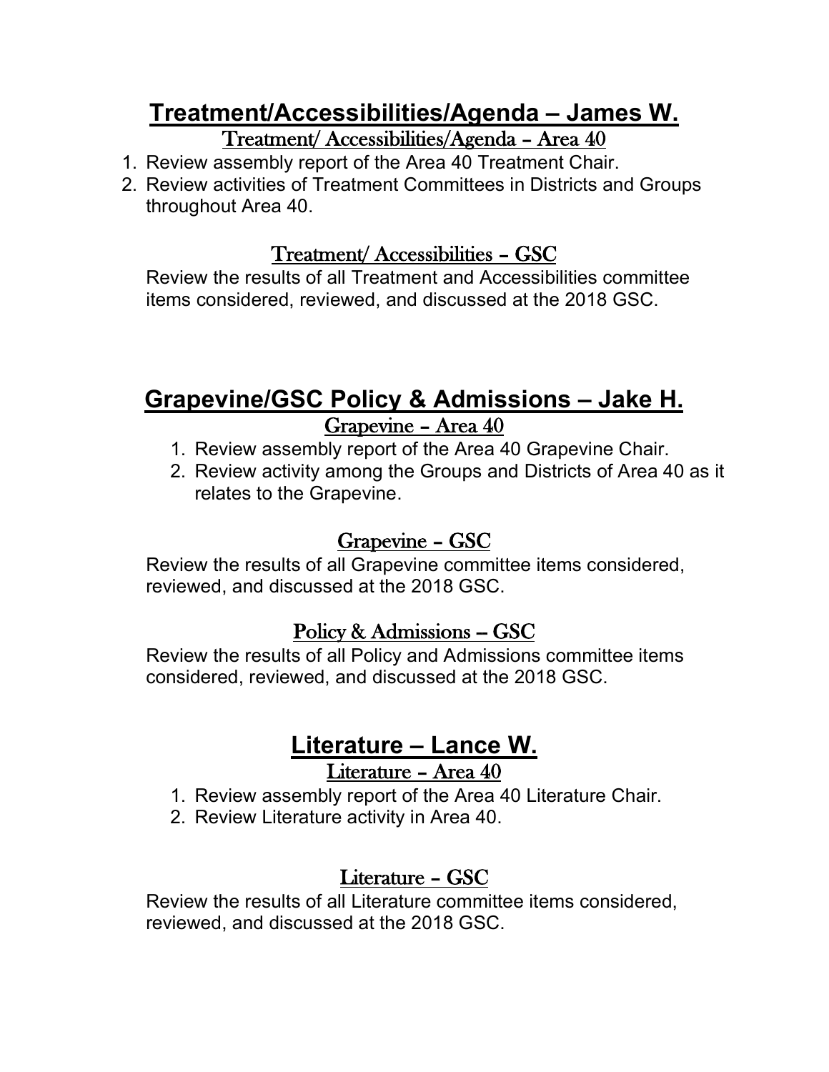# Treatment/Accessibilities/Agenda – James W.

## Treatment/ Accessibilities/Agenda - Area 40

1. Review assembly report of the Area 40 Treatment Chair.
2. Review activities of Treatment Committees in Districts and Groups throughout Area 40.

## Treatment/ Accessibilities - GSC

Review the results of all Treatment and Accessibilities committee items considered, reviewed, and discussed at the 2018 GSC.

# Grapevine/GSC Policy & Admissions – Jake H.

## Grapevine - Area 40

1. Review assembly report of the Area 40 Grapevine Chair.
2. Review activity among the Groups and Districts of Area 40 as it relates to the Grapevine.

## Grapevine - GSC

Review the results of all Grapevine committee items considered, reviewed, and discussed at the 2018 GSC.

## Policy & Admissions – GSC

Review the results of all Policy and Admissions committee items considered, reviewed, and discussed at the 2018 GSC.

# Literature – Lance W.

## Literature - Area 40

1. Review assembly report of the Area 40 Literature Chair.
2. Review Literature activity in Area 40.

## Literature - GSC

Review the results of all Literature committee items considered, reviewed, and discussed at the 2018 GSC.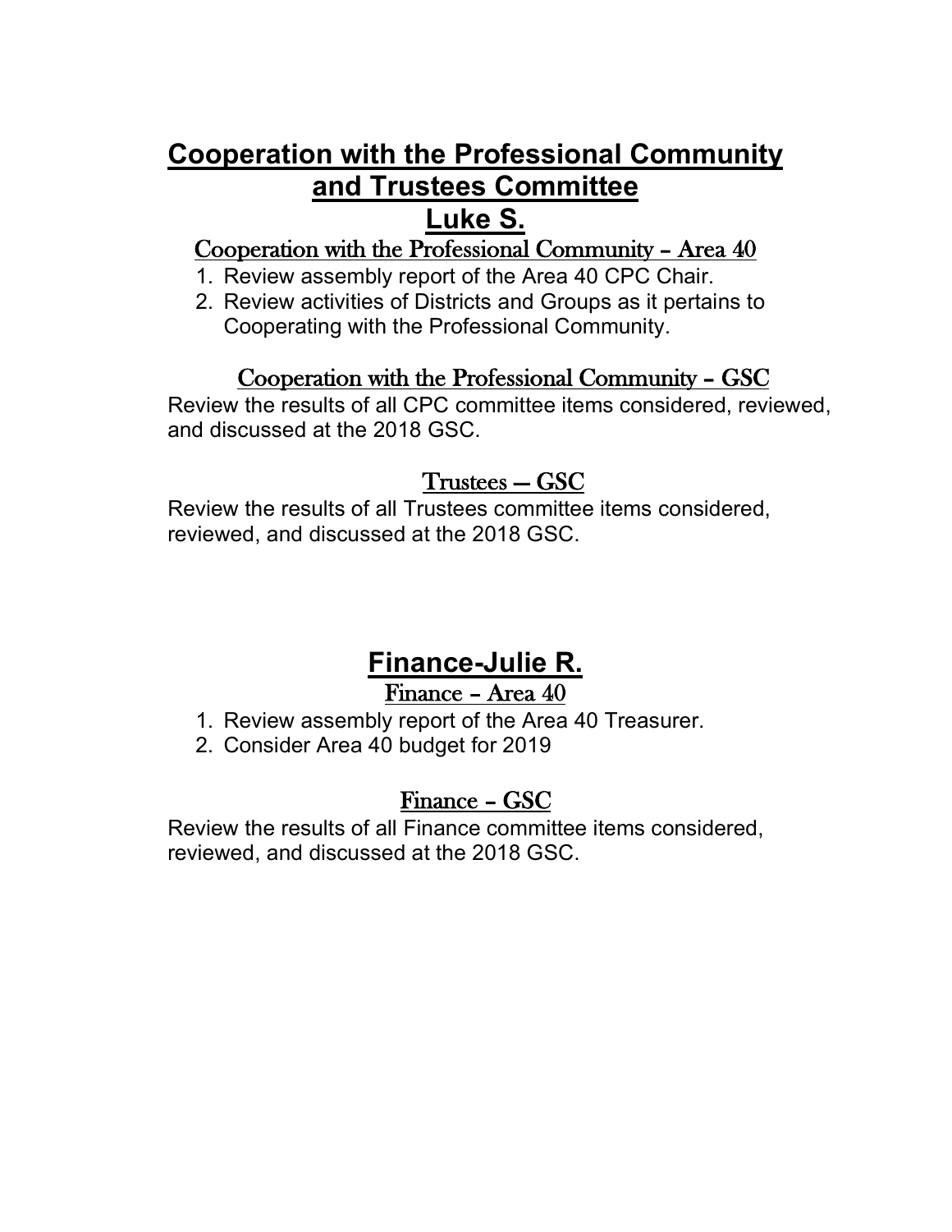# Cooperation with the Professional Community and Trustees Committee

# Luke S.

## Cooperation with the Professional Community – Area 40

1. Review assembly report of the Area 40 CPC Chair.
2. Review activities of Districts and Groups as it pertains to Cooperating with the Professional Community.

## Cooperation with the Professional Community – GSC

Review the results of all CPC committee items considered, reviewed, and discussed at the 2018 GSC.

## Trustees — GSC

Review the results of all Trustees committee items considered, reviewed, and discussed at the 2018 GSC.

# Finance-Julie R.

## Finance – Area 40

1. Review assembly report of the Area 40 Treasurer.
2. Consider Area 40 budget for 2019

## Finance – GSC

Review the results of all Finance committee items considered, reviewed, and discussed at the 2018 GSC.